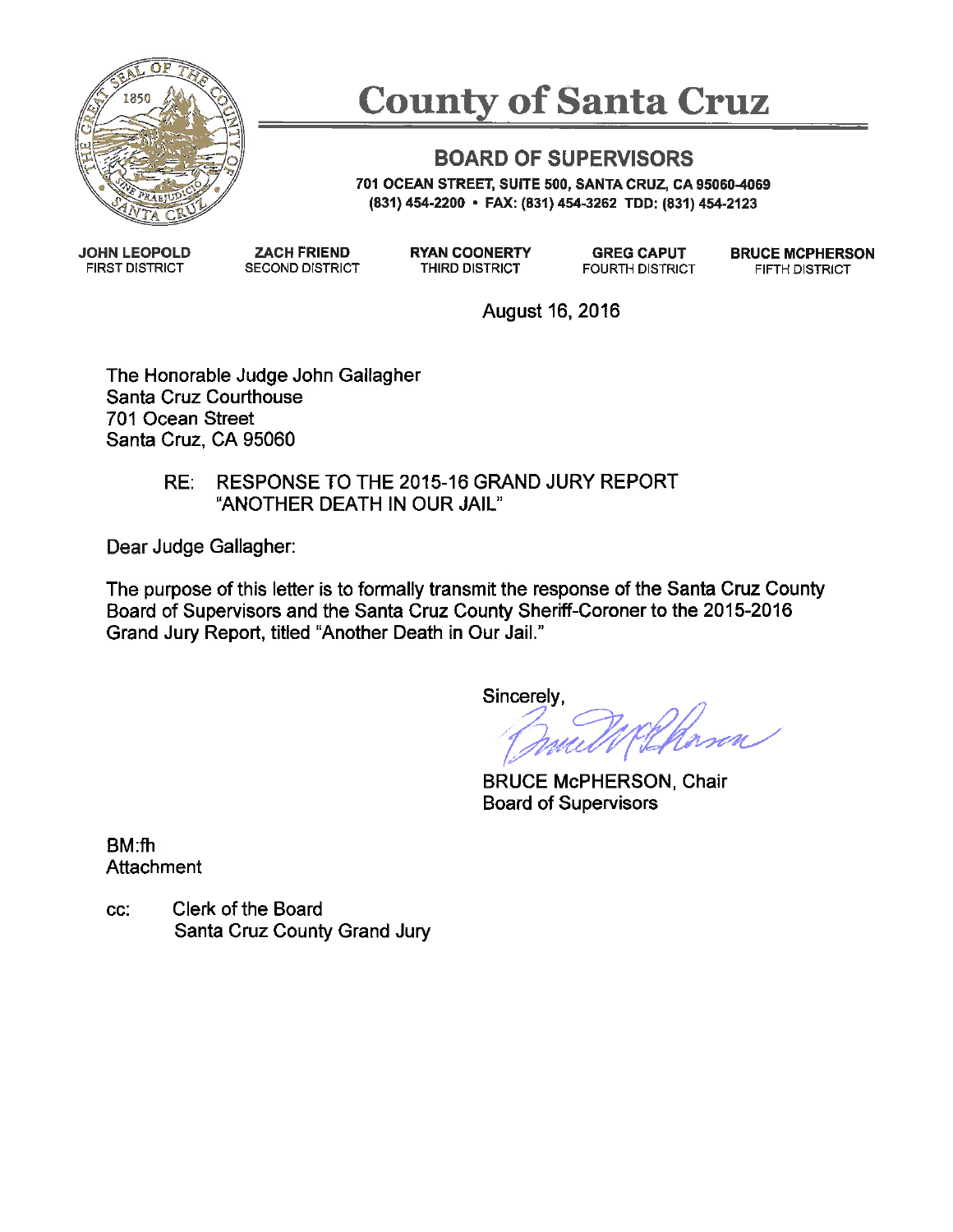# County of Santa Cruz

## BOARD OF SUPERVISORS

701 OCEAN STREET, SUITE 500, SANTA CRUZ, CA 95060-4069
(831) 454-2200 • FAX: (831) 454-3262 TDD: (831) 454-2123

| JOHN LEOPOLD | ZACH FRIEND | RYAN COONERTY | GREG CAPUT | BRUCE MCPHERSON |
|---|---|---|---|---|
| FIRST DISTRICT | SECOND DISTRICT | THIRD DISTRICT | FOURTH DISTRICT | FIFTH DISTRICT |

August 16, 2016

The Honorable Judge John Gallagher
Santa Cruz Courthouse
701 Ocean Street
Santa Cruz, CA 95060

RE: RESPONSE TO THE 2015-16 GRAND JURY REPORT "ANOTHER DEATH IN OUR JAIL"

Dear Judge Gallagher:

The purpose of this letter is to formally transmit the response of the Santa Cruz County Board of Supervisors and the Santa Cruz County Sheriff-Coroner to the 2015-2016 Grand Jury Report, titled "Another Death in Our Jail."

Sincerely,

BRUCE McPHERSON, Chair
Board of Supervisors

BM:fh
Attachment

cc: Clerk of the Board
Santa Cruz County Grand Jury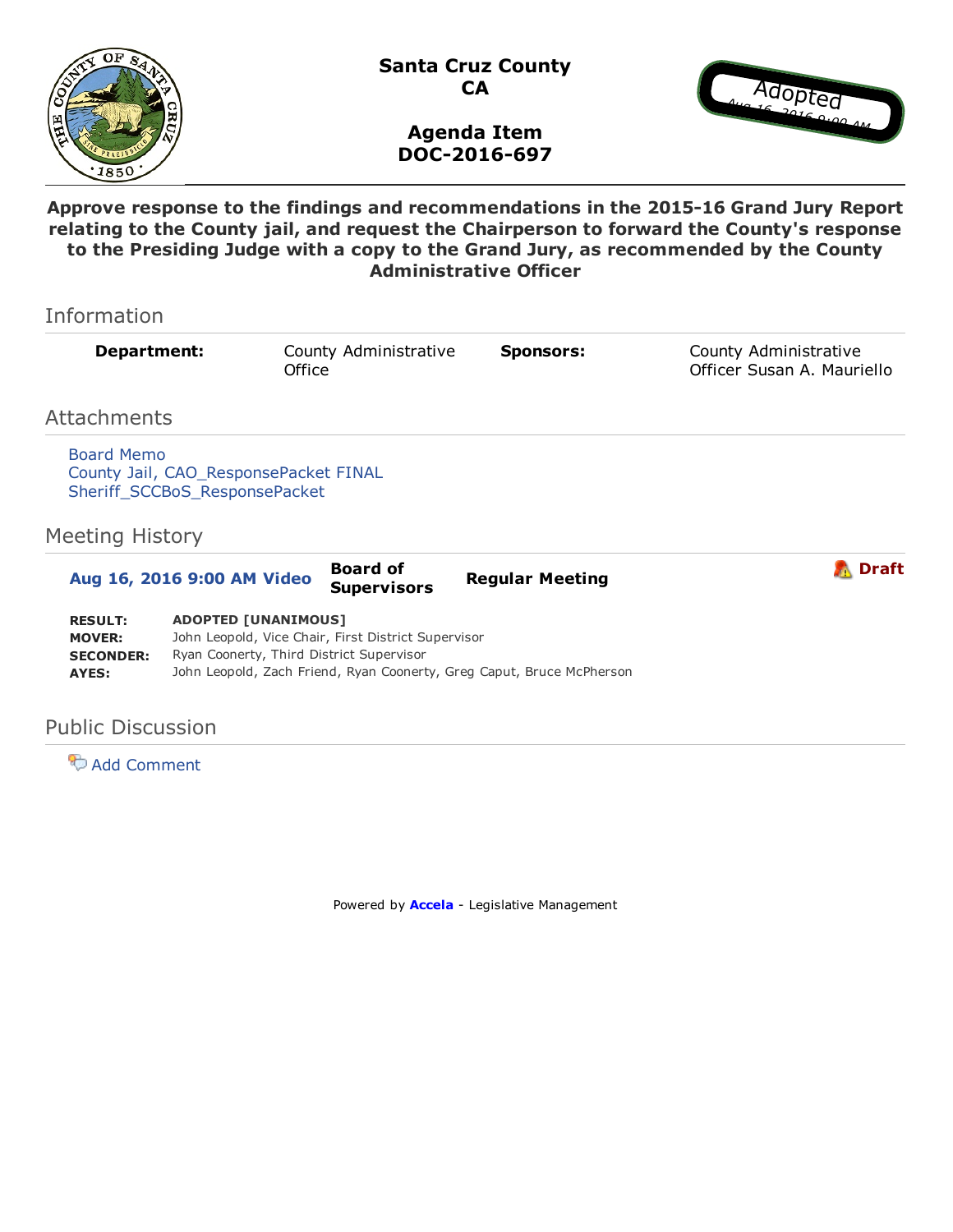# Santa Cruz County CA

## Agenda Item DOC-2016-697

Adopted
Aug 16, 2016 9:00 AM

**Approve response to the findings and recommendations in the 2015-16 Grand Jury Report relating to the County jail, and request the Chairperson to forward the County's response to the Presiding Judge with a copy to the Grand Jury, as recommended by the County Administrative Officer**

## Information

| **Department:** | County Administrative Office | **Sponsors:** | County Administrative Officer Susan A. Mauriello |
|---|---|---|---|

## Attachments

Board Memo
County Jail, CAO_ResponsePacket FINAL
Sheriff_SCCBoS_ResponsePacket

## Meeting History

**Aug 16, 2016 9:00 AM Video** **Board of Supervisors** **Regular Meeting** **Draft**

| | |
|---|---|
| **RESULT:** | **ADOPTED [UNANIMOUS]** |
| **MOVER:** | John Leopold, Vice Chair, First District Supervisor |
| **SECONDER:** | Ryan Coonerty, Third District Supervisor |
| **AYES:** | John Leopold, Zach Friend, Ryan Coonerty, Greg Caput, Bruce McPherson |

## Public Discussion

Add Comment

Powered by **Accela** - Legislative Management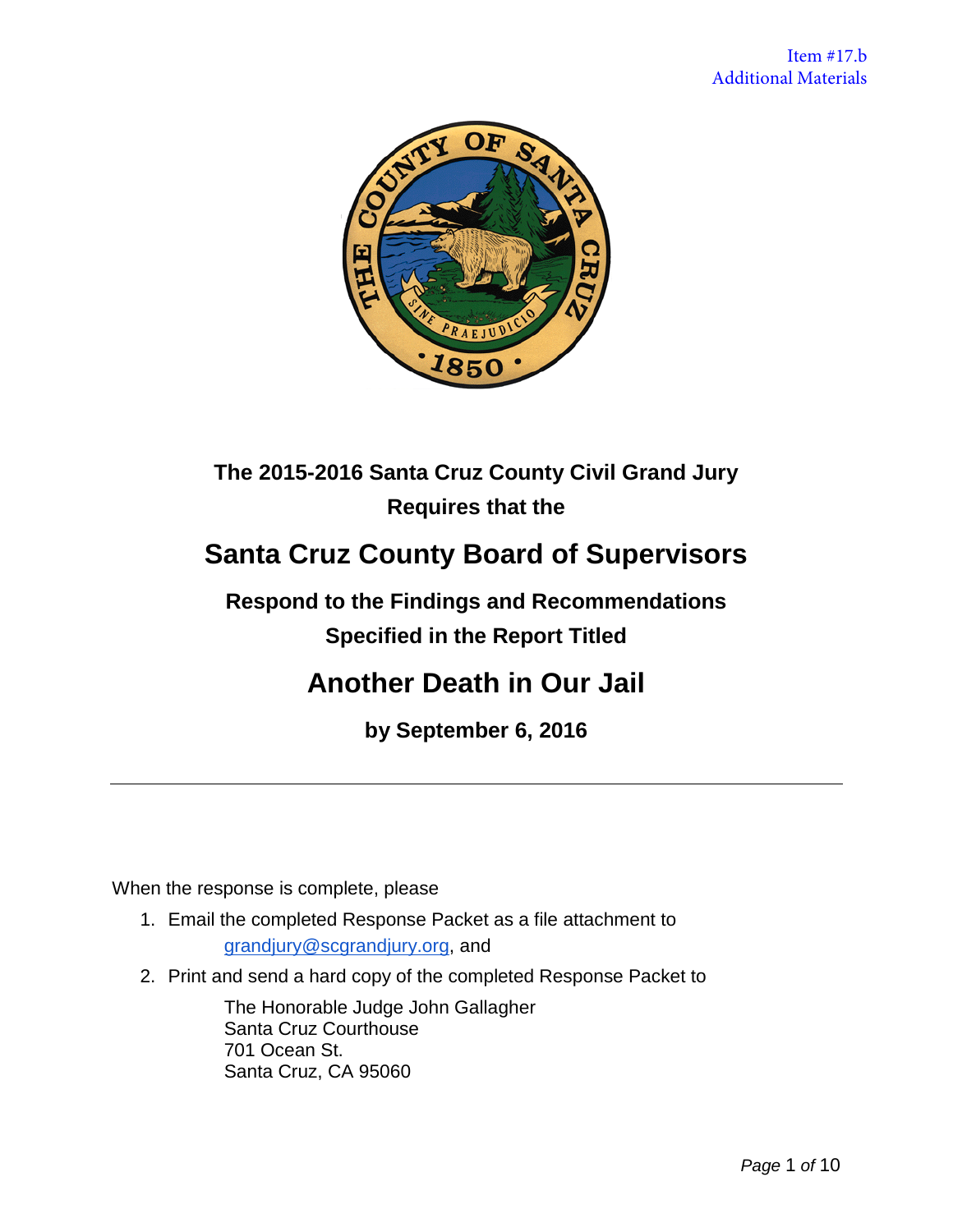Item #17.b
Additional Materials

**The 2015-2016 Santa Cruz County Civil Grand Jury**
**Requires that the**

# Santa Cruz County Board of Supervisors

**Respond to the Findings and Recommendations**
**Specified in the Report Titled**

# Another Death in Our Jail

**by September 6, 2016**

---

When the response is complete, please

1. Email the completed Response Packet as a file attachment to
   grandjury@scgrandjury.org, and
2. Print and send a hard copy of the completed Response Packet to

   The Honorable Judge John Gallagher
   Santa Cruz Courthouse
   701 Ocean St.
   Santa Cruz, CA 95060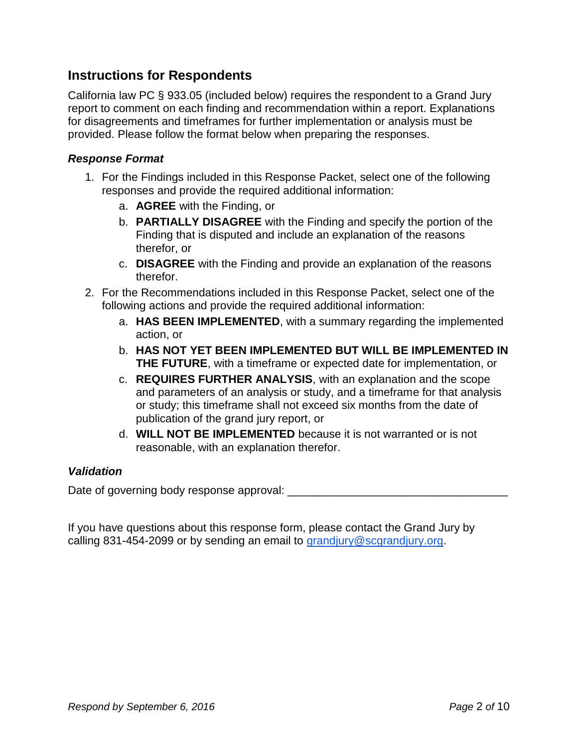## Instructions for Respondents

California law PC § 933.05 (included below) requires the respondent to a Grand Jury report to comment on each finding and recommendation within a report. Explanations for disagreements and timeframes for further implementation or analysis must be provided. Please follow the format below when preparing the responses.

### *Response Format*

1. For the Findings included in this Response Packet, select one of the following responses and provide the required additional information:
   a. **AGREE** with the Finding, or
   b. **PARTIALLY DISAGREE** with the Finding and specify the portion of the Finding that is disputed and include an explanation of the reasons therefor, or
   c. **DISAGREE** with the Finding and provide an explanation of the reasons therefor.
2. For the Recommendations included in this Response Packet, select one of the following actions and provide the required additional information:
   a. **HAS BEEN IMPLEMENTED**, with a summary regarding the implemented action, or
   b. **HAS NOT YET BEEN IMPLEMENTED BUT WILL BE IMPLEMENTED IN THE FUTURE**, with a timeframe or expected date for implementation, or
   c. **REQUIRES FURTHER ANALYSIS**, with an explanation and the scope and parameters of an analysis or study, and a timeframe for that analysis or study; this timeframe shall not exceed six months from the date of publication of the grand jury report, or
   d. **WILL NOT BE IMPLEMENTED** because it is not warranted or is not reasonable, with an explanation therefor.

### *Validation*

Date of governing body response approval: ___________________________________

If you have questions about this response form, please contact the Grand Jury by calling 831-454-2099 or by sending an email to grandjury@scgrandjury.org.

*Respond by September 6, 2016*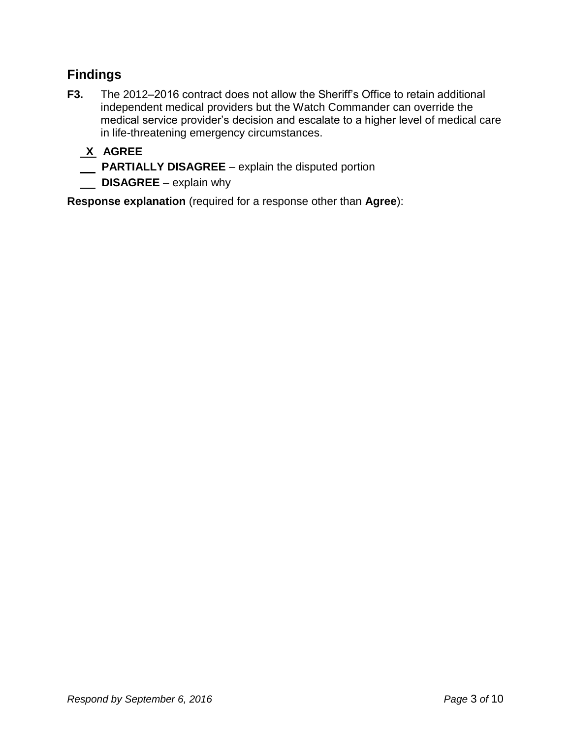## Findings

**F3.** The 2012–2016 contract does not allow the Sheriff's Office to retain additional independent medical providers but the Watch Commander can override the medical service provider's decision and escalate to a higher level of medical care in life-threatening emergency circumstances.

_X_ **AGREE**

___ **PARTIALLY DISAGREE** – explain the disputed portion

___ **DISAGREE** – explain why

**Response explanation** (required for a response other than **Agree**):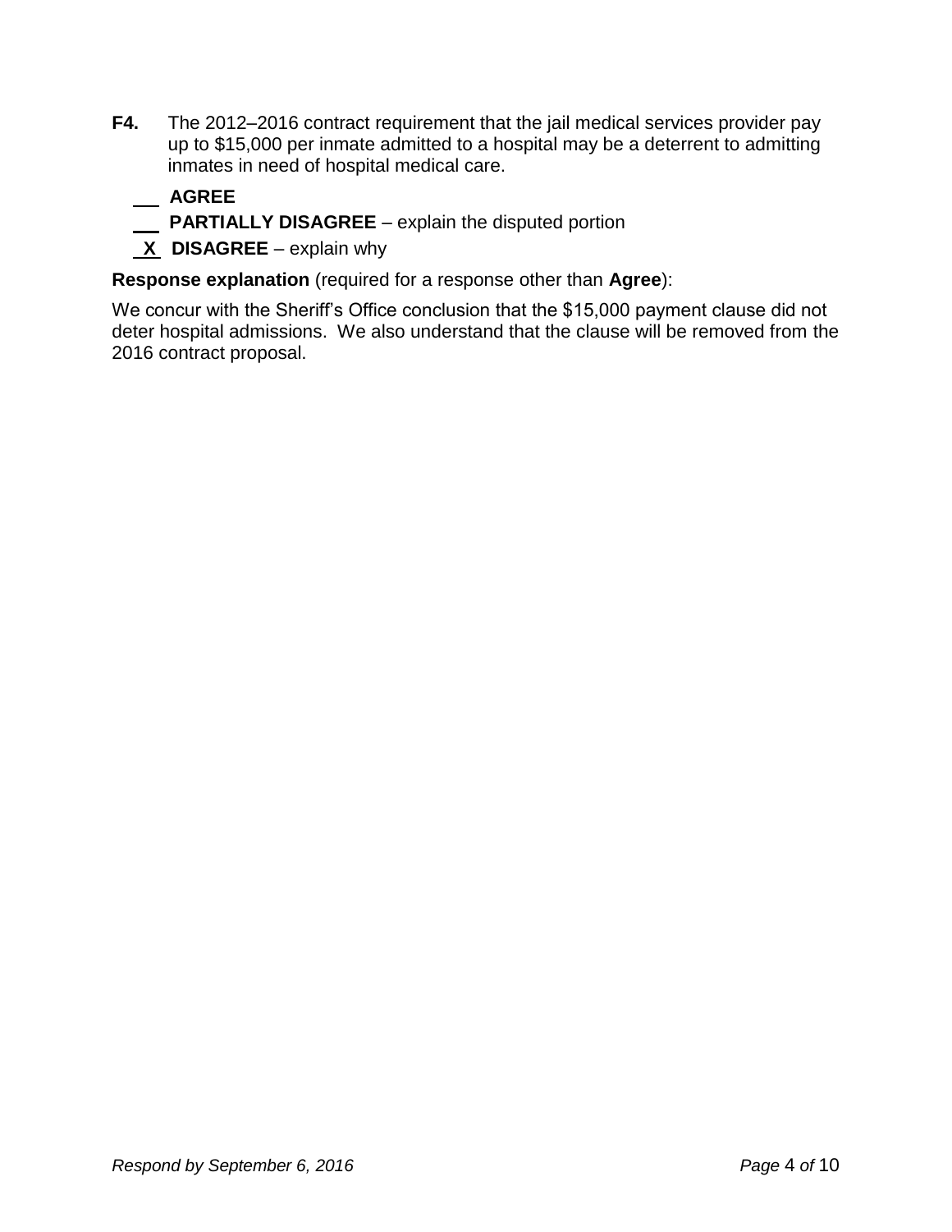**F4.** The 2012–2016 contract requirement that the jail medical services provider pay up to $15,000 per inmate admitted to a hospital may be a deterrent to admitting inmates in need of hospital medical care.

___ **AGREE**

___ **PARTIALLY DISAGREE** – explain the disputed portion

_X_ **DISAGREE** – explain why

**Response explanation** (required for a response other than **Agree**):

We concur with the Sheriff's Office conclusion that the $15,000 payment clause did not deter hospital admissions. We also understand that the clause will be removed from the 2016 contract proposal.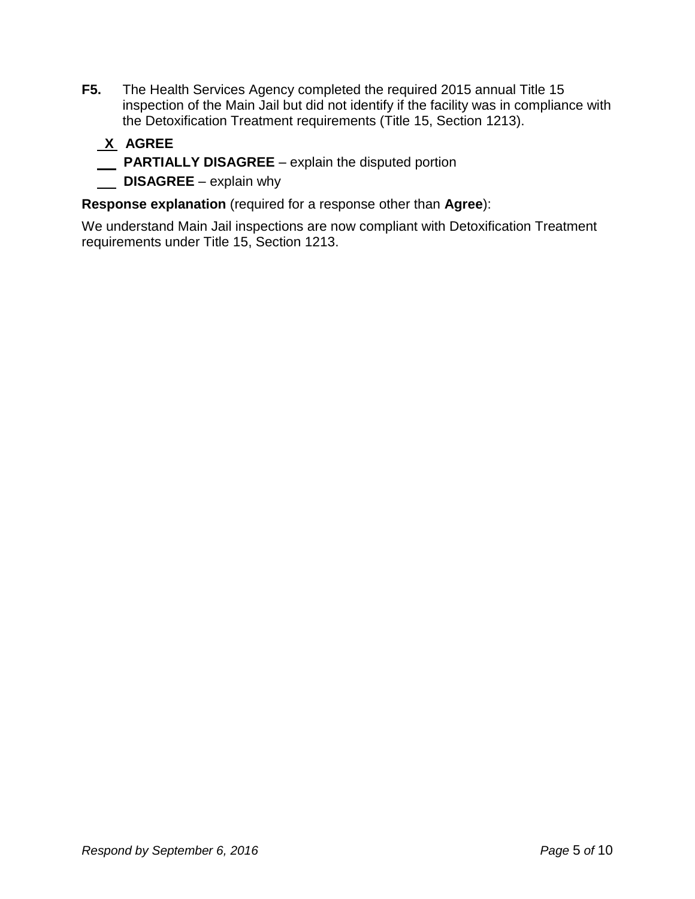**F5.** The Health Services Agency completed the required 2015 annual Title 15 inspection of the Main Jail but did not identify if the facility was in compliance with the Detoxification Treatment requirements (Title 15, Section 1213).

**X** **AGREE**

___ **PARTIALLY DISAGREE** – explain the disputed portion

___ **DISAGREE** – explain why

**Response explanation** (required for a response other than **Agree**):

We understand Main Jail inspections are now compliant with Detoxification Treatment requirements under Title 15, Section 1213.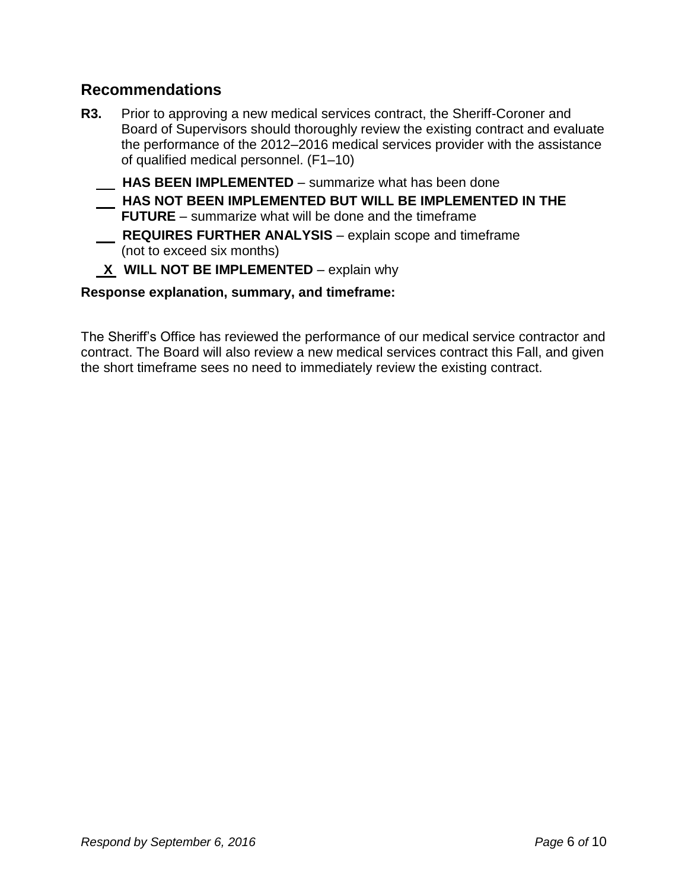## Recommendations

**R3.** Prior to approving a new medical services contract, the Sheriff-Coroner and Board of Supervisors should thoroughly review the existing contract and evaluate the performance of the 2012–2016 medical services provider with the assistance of qualified medical personnel. (F1–10)

- ___ **HAS BEEN IMPLEMENTED** – summarize what has been done
- ___ **HAS NOT BEEN IMPLEMENTED BUT WILL BE IMPLEMENTED IN THE FUTURE** – summarize what will be done and the timeframe
- ___ **REQUIRES FURTHER ANALYSIS** – explain scope and timeframe (not to exceed six months)
- _X_ **WILL NOT BE IMPLEMENTED** – explain why

**Response explanation, summary, and timeframe:**

The Sheriff's Office has reviewed the performance of our medical service contractor and contract. The Board will also review a new medical services contract this Fall, and given the short timeframe sees no need to immediately review the existing contract.

*Respond by September 6, 2016*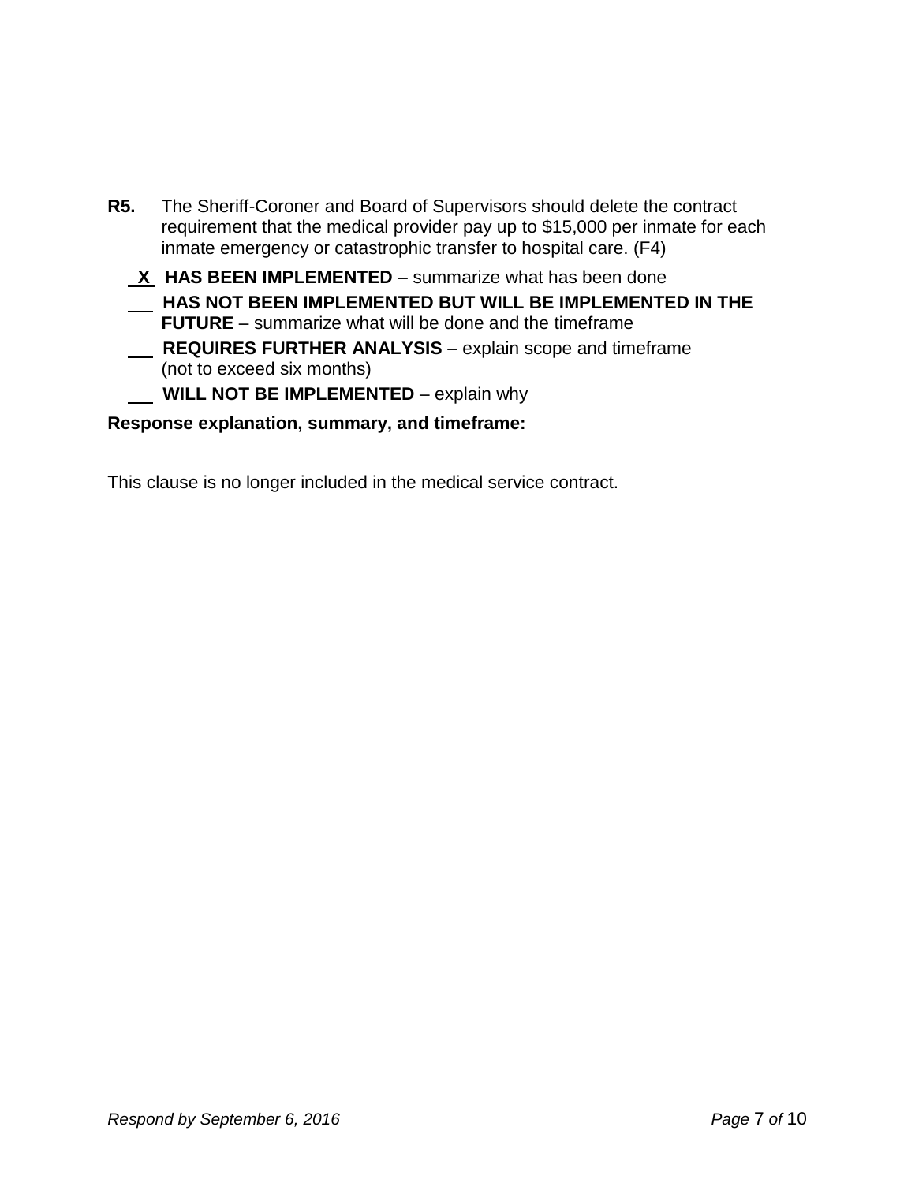**R5.** The Sheriff-Coroner and Board of Supervisors should delete the contract requirement that the medical provider pay up to $15,000 per inmate for each inmate emergency or catastrophic transfer to hospital care. (F4)

__X__ **HAS BEEN IMPLEMENTED** – summarize what has been done

___ **HAS NOT BEEN IMPLEMENTED BUT WILL BE IMPLEMENTED IN THE FUTURE** – summarize what will be done and the timeframe

___ **REQUIRES FURTHER ANALYSIS** – explain scope and timeframe (not to exceed six months)

___ **WILL NOT BE IMPLEMENTED** – explain why

**Response explanation, summary, and timeframe:**

This clause is no longer included in the medical service contract.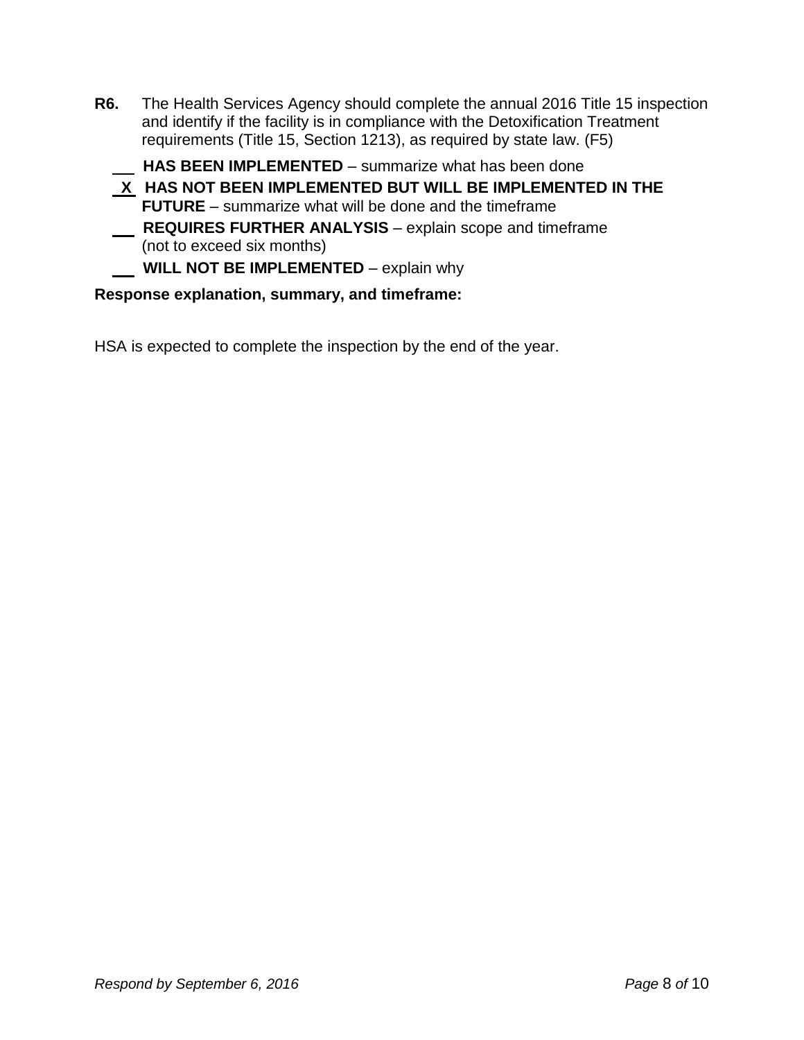**R6.** The Health Services Agency should complete the annual 2016 Title 15 inspection and identify if the facility is in compliance with the Detoxification Treatment requirements (Title 15, Section 1213), as required by state law. (F5)

___ **HAS BEEN IMPLEMENTED** – summarize what has been done

_X_ **HAS NOT BEEN IMPLEMENTED BUT WILL BE IMPLEMENTED IN THE FUTURE** – summarize what will be done and the timeframe

___ **REQUIRES FURTHER ANALYSIS** – explain scope and timeframe (not to exceed six months)

___ **WILL NOT BE IMPLEMENTED** – explain why

**Response explanation, summary, and timeframe:**

HSA is expected to complete the inspection by the end of the year.

*Respond by September 6, 2016*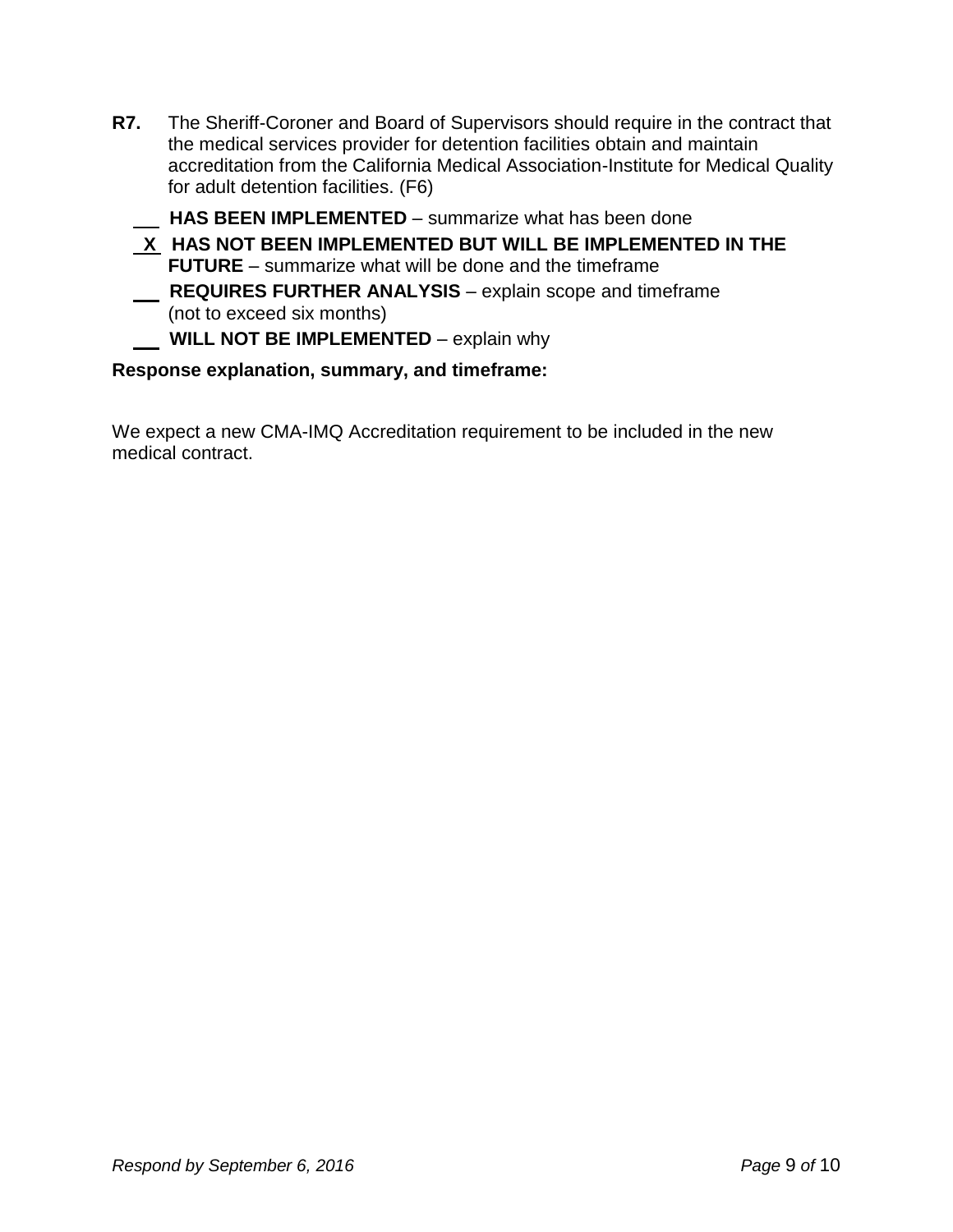**R7.** The Sheriff-Coroner and Board of Supervisors should require in the contract that the medical services provider for detention facilities obtain and maintain accreditation from the California Medical Association-Institute for Medical Quality for adult detention facilities. (F6)

\_\_\_ **HAS BEEN IMPLEMENTED** – summarize what has been done

\_X\_ **HAS NOT BEEN IMPLEMENTED BUT WILL BE IMPLEMENTED IN THE FUTURE** – summarize what will be done and the timeframe

\_\_\_ **REQUIRES FURTHER ANALYSIS** – explain scope and timeframe (not to exceed six months)

\_\_\_ **WILL NOT BE IMPLEMENTED** – explain why

**Response explanation, summary, and timeframe:**

We expect a new CMA-IMQ Accreditation requirement to be included in the new medical contract.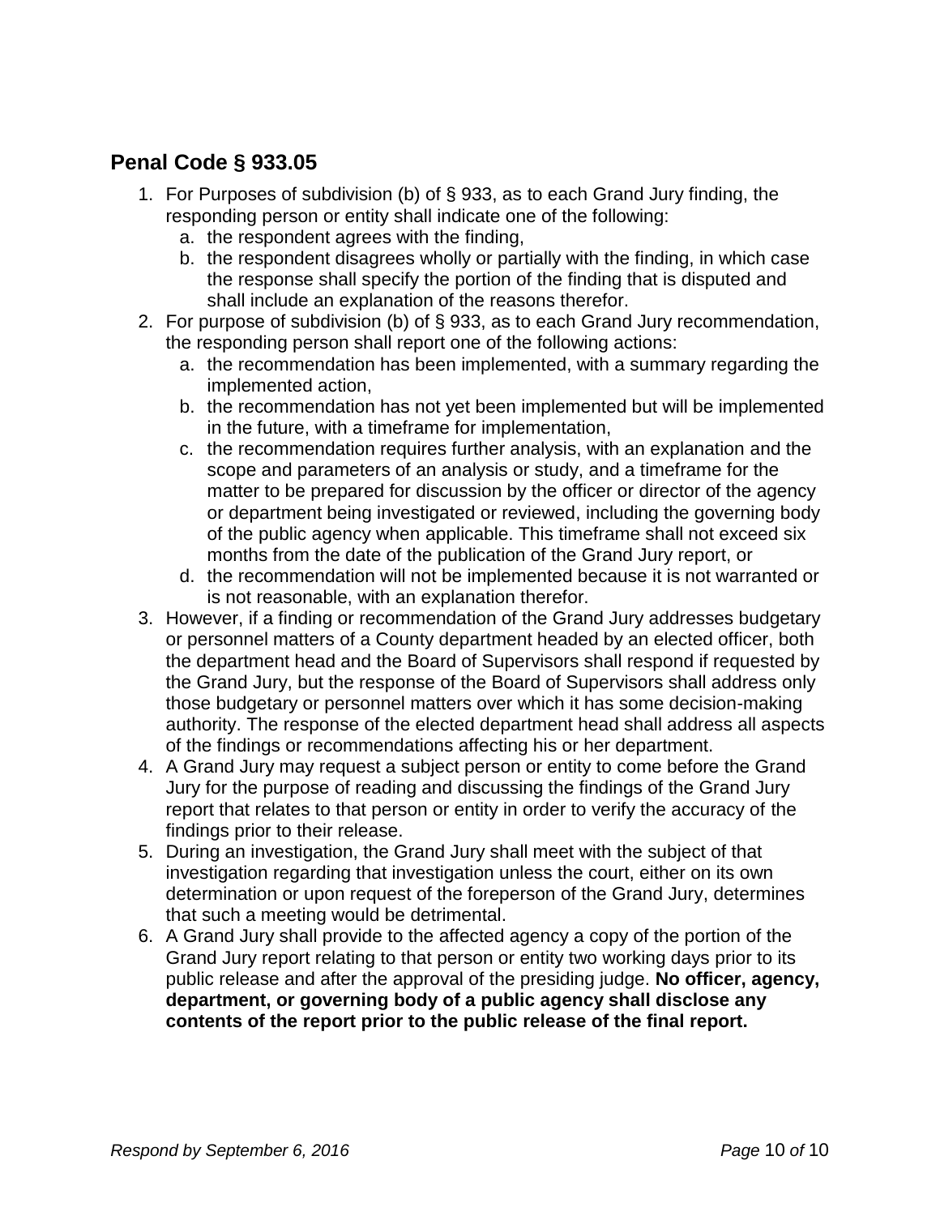## Penal Code § 933.05

1. For Purposes of subdivision (b) of § 933, as to each Grand Jury finding, the responding person or entity shall indicate one of the following:
    a. the respondent agrees with the finding,
    b. the respondent disagrees wholly or partially with the finding, in which case the response shall specify the portion of the finding that is disputed and shall include an explanation of the reasons therefor.
2. For purpose of subdivision (b) of § 933, as to each Grand Jury recommendation, the responding person shall report one of the following actions:
    a. the recommendation has been implemented, with a summary regarding the implemented action,
    b. the recommendation has not yet been implemented but will be implemented in the future, with a timeframe for implementation,
    c. the recommendation requires further analysis, with an explanation and the scope and parameters of an analysis or study, and a timeframe for the matter to be prepared for discussion by the officer or director of the agency or department being investigated or reviewed, including the governing body of the public agency when applicable. This timeframe shall not exceed six months from the date of the publication of the Grand Jury report, or
    d. the recommendation will not be implemented because it is not warranted or is not reasonable, with an explanation therefor.
3. However, if a finding or recommendation of the Grand Jury addresses budgetary or personnel matters of a County department headed by an elected officer, both the department head and the Board of Supervisors shall respond if requested by the Grand Jury, but the response of the Board of Supervisors shall address only those budgetary or personnel matters over which it has some decision-making authority. The response of the elected department head shall address all aspects of the findings or recommendations affecting his or her department.
4. A Grand Jury may request a subject person or entity to come before the Grand Jury for the purpose of reading and discussing the findings of the Grand Jury report that relates to that person or entity in order to verify the accuracy of the findings prior to their release.
5. During an investigation, the Grand Jury shall meet with the subject of that investigation regarding that investigation unless the court, either on its own determination or upon request of the foreperson of the Grand Jury, determines that such a meeting would be detrimental.
6. A Grand Jury shall provide to the affected agency a copy of the portion of the Grand Jury report relating to that person or entity two working days prior to its public release and after the approval of the presiding judge. **No officer, agency, department, or governing body of a public agency shall disclose any contents of the report prior to the public release of the final report.**

*Respond by September 6, 2016*